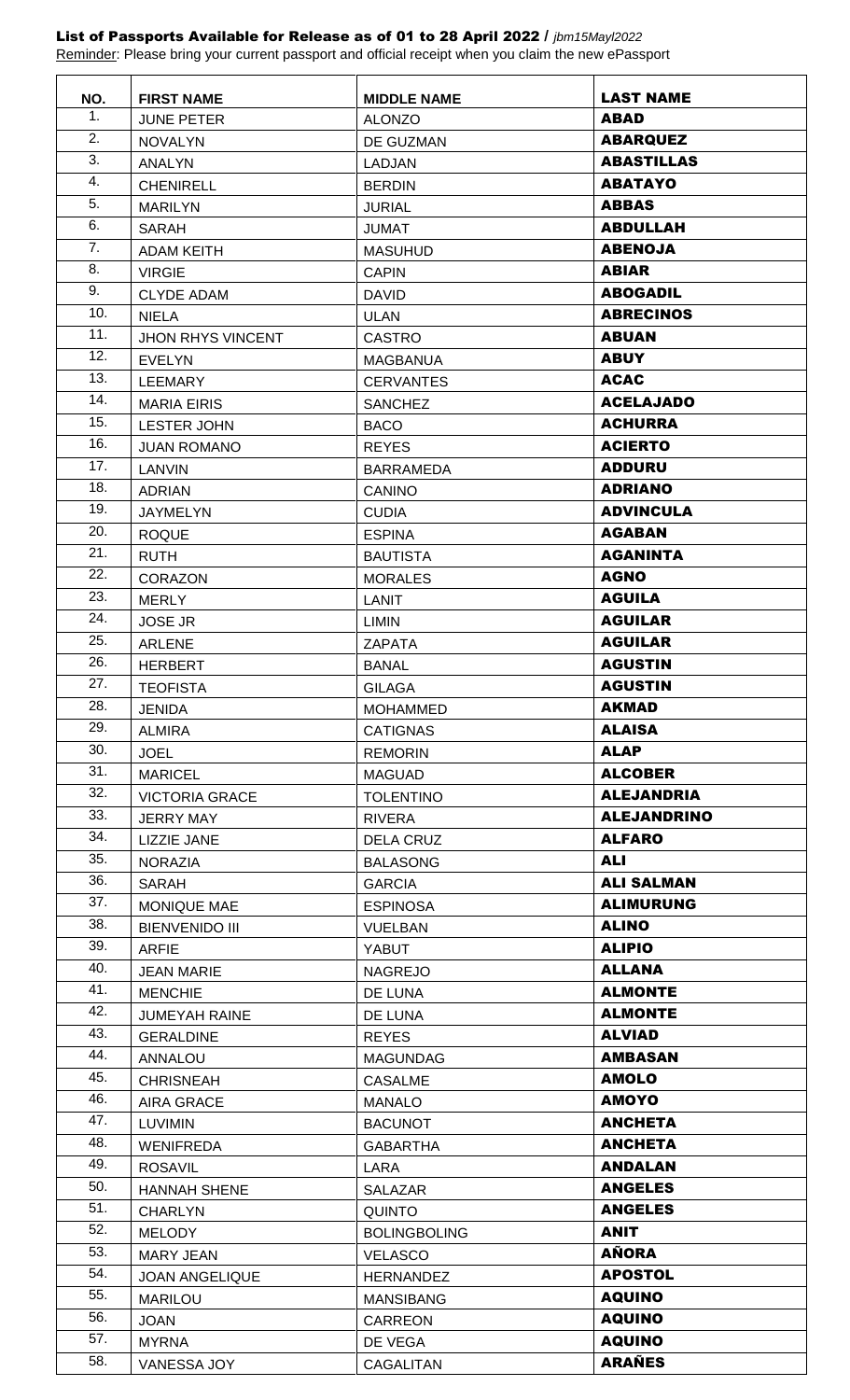**List of Passports Available for Release as of 01 to 28 April 2022 /** *jbm15Mayl2022*

Reminder: Please bring your current passport and official receipt when you claim the new ePassport

| NO. | FIRST NAME | MIDDLE NAME | LAST NAME |
| --- | --- | --- | --- |
| 1. | JUNE PETER | ALONZO | **ABAD** |
| 2. | NOVALYN | DE GUZMAN | **ABARQUEZ** |
| 3. | ANALYN | LADJAN | **ABASTILLAS** |
| 4. | CHENIRELL | BERDIN | **ABATAYO** |
| 5. | MARILYN | JURIAL | **ABBAS** |
| 6. | SARAH | JUMAT | **ABDULLAH** |
| 7. | ADAM KEITH | MASUHUD | **ABENOJA** |
| 8. | VIRGIE | CAPIN | **ABIAR** |
| 9. | CLYDE ADAM | DAVID | **ABOGADIL** |
| 10. | NIELA | ULAN | **ABRECINOS** |
| 11. | JHON RHYS VINCENT | CASTRO | **ABUAN** |
| 12. | EVELYN | MAGBANUA | **ABUY** |
| 13. | LEEMARY | CERVANTES | **ACAC** |
| 14. | MARIA EIRIS | SANCHEZ | **ACELAJADO** |
| 15. | LESTER JOHN | BACO | **ACHURRA** |
| 16. | JUAN ROMANO | REYES | **ACIERTO** |
| 17. | LANVIN | BARRAMEDA | **ADDURU** |
| 18. | ADRIAN | CANINO | **ADRIANO** |
| 19. | JAYMELYN | CUDIA | **ADVINCULA** |
| 20. | ROQUE | ESPINA | **AGABAN** |
| 21. | RUTH | BAUTISTA | **AGANINTA** |
| 22. | CORAZON | MORALES | **AGNO** |
| 23. | MERLY | LANIT | **AGUILA** |
| 24. | JOSE JR | LIMIN | **AGUILAR** |
| 25. | ARLENE | ZAPATA | **AGUILAR** |
| 26. | HERBERT | BANAL | **AGUSTIN** |
| 27. | TEOFISTA | GILAGA | **AGUSTIN** |
| 28. | JENIDA | MOHAMMED | **AKMAD** |
| 29. | ALMIRA | CATIGNAS | **ALAISA** |
| 30. | JOEL | REMORIN | **ALAP** |
| 31. | MARICEL | MAGUAD | **ALCOBER** |
| 32. | VICTORIA GRACE | TOLENTINO | **ALEJANDRIA** |
| 33. | JERRY MAY | RIVERA | **ALEJANDRINO** |
| 34. | LIZZIE JANE | DELA CRUZ | **ALFARO** |
| 35. | NORAZIA | BALASONG | **ALI** |
| 36. | SARAH | GARCIA | **ALI SALMAN** |
| 37. | MONIQUE MAE | ESPINOSA | **ALIMURUNG** |
| 38. | BIENVENIDO III | VUELBAN | **ALINO** |
| 39. | ARFIE | YABUT | **ALIPIO** |
| 40. | JEAN MARIE | NAGREJO | **ALLANA** |
| 41. | MENCHIE | DE LUNA | **ALMONTE** |
| 42. | JUMEYAH RAINE | DE LUNA | **ALMONTE** |
| 43. | GERALDINE | REYES | **ALVIAD** |
| 44. | ANNALOU | MAGUNDAG | **AMBASAN** |
| 45. | CHRISNEAH | CASALME | **AMOLO** |
| 46. | AIRA GRACE | MANALO | **AMOYO** |
| 47. | LUVIMIN | BACUNOT | **ANCHETA** |
| 48. | WENIFREDA | GABARTHA | **ANCHETA** |
| 49. | ROSAVIL | LARA | **ANDALAN** |
| 50. | HANNAH SHENE | SALAZAR | **ANGELES** |
| 51. | CHARLYN | QUINTO | **ANGELES** |
| 52. | MELODY | BOLINGBOLING | **ANIT** |
| 53. | MARY JEAN | VELASCO | **AÑORA** |
| 54. | JOAN ANGELIQUE | HERNANDEZ | **APOSTOL** |
| 55. | MARILOU | MANSIBANG | **AQUINO** |
| 56. | JOAN | CARREON | **AQUINO** |
| 57. | MYRNA | DE VEGA | **AQUINO** |
| 58. | VANESSA JOY | CAGALITAN | **ARAÑES** |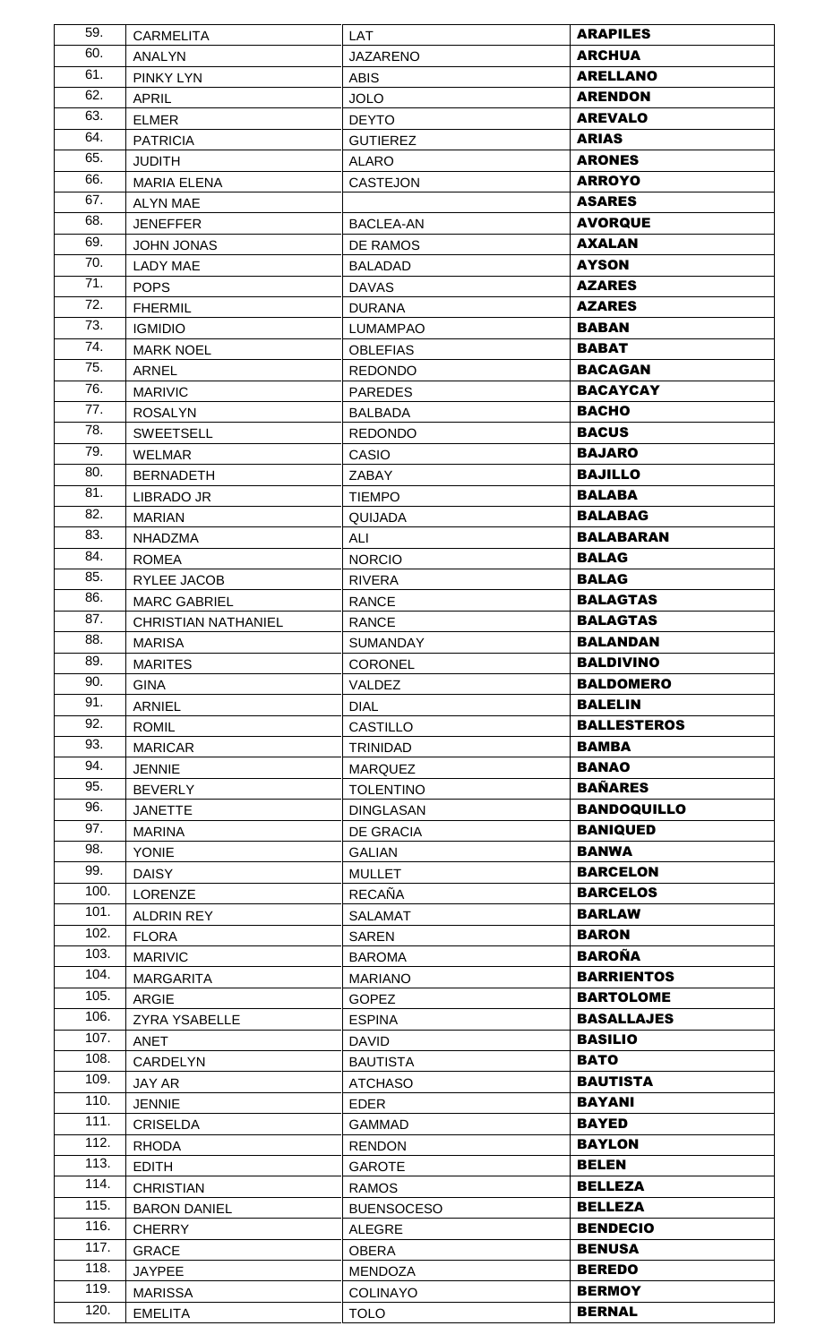| 59. | CARMELITA | LAT | **ARAPILES** |
|---|---|---|---|
| 60. | ANALYN | JAZARENO | **ARCHUA** |
| 61. | PINKY LYN | ABIS | **ARELLANO** |
| 62. | APRIL | JOLO | **ARENDON** |
| 63. | ELMER | DEYTO | **AREVALO** |
| 64. | PATRICIA | GUTIEREZ | **ARIAS** |
| 65. | JUDITH | ALARO | **ARONES** |
| 66. | MARIA ELENA | CASTEJON | **ARROYO** |
| 67. | ALYN MAE | | **ASARES** |
| 68. | JENEFFER | BACLEA-AN | **AVORQUE** |
| 69. | JOHN JONAS | DE RAMOS | **AXALAN** |
| 70. | LADY MAE | BALADAD | **AYSON** |
| 71. | POPS | DAVAS | **AZARES** |
| 72. | FHERMIL | DURANA | **AZARES** |
| 73. | IGMIDIO | LUMAMPAO | **BABAN** |
| 74. | MARK NOEL | OBLEFIAS | **BABAT** |
| 75. | ARNEL | REDONDO | **BACAGAN** |
| 76. | MARIVIC | PAREDES | **BACAYCAY** |
| 77. | ROSALYN | BALBADA | **BACHO** |
| 78. | SWEETSELL | REDONDO | **BACUS** |
| 79. | WELMAR | CASIO | **BAJARO** |
| 80. | BERNADETH | ZABAY | **BAJILLO** |
| 81. | LIBRADO JR | TIEMPO | **BALABA** |
| 82. | MARIAN | QUIJADA | **BALABAG** |
| 83. | NHADZMA | ALI | **BALABARAN** |
| 84. | ROMEA | NORCIO | **BALAG** |
| 85. | RYLEE JACOB | RIVERA | **BALAG** |
| 86. | MARC GABRIEL | RANCE | **BALAGTAS** |
| 87. | CHRISTIAN NATHANIEL | RANCE | **BALAGTAS** |
| 88. | MARISA | SUMANDAY | **BALANDAN** |
| 89. | MARITES | CORONEL | **BALDIVINO** |
| 90. | GINA | VALDEZ | **BALDOMERO** |
| 91. | ARNIEL | DIAL | **BALELIN** |
| 92. | ROMIL | CASTILLO | **BALLESTEROS** |
| 93. | MARICAR | TRINIDAD | **BAMBA** |
| 94. | JENNIE | MARQUEZ | **BANAO** |
| 95. | BEVERLY | TOLENTINO | **BAÑARES** |
| 96. | JANETTE | DINGLASAN | **BANDOQUILLO** |
| 97. | MARINA | DE GRACIA | **BANIQUED** |
| 98. | YONIE | GALIAN | **BANWA** |
| 99. | DAISY | MULLET | **BARCELON** |
| 100. | LORENZE | RECAÑA | **BARCELOS** |
| 101. | ALDRIN REY | SALAMAT | **BARLAW** |
| 102. | FLORA | SAREN | **BARON** |
| 103. | MARIVIC | BAROMA | **BAROÑA** |
| 104. | MARGARITA | MARIANO | **BARRIENTOS** |
| 105. | ARGIE | GOPEZ | **BARTOLOME** |
| 106. | ZYRA YSABELLE | ESPINA | **BASALLAJES** |
| 107. | ANET | DAVID | **BASILIO** |
| 108. | CARDELYN | BAUTISTA | **BATO** |
| 109. | JAY AR | ATCHASO | **BAUTISTA** |
| 110. | JENNIE | EDER | **BAYANI** |
| 111. | CRISELDA | GAMMAD | **BAYED** |
| 112. | RHODA | RENDON | **BAYLON** |
| 113. | EDITH | GAROTE | **BELEN** |
| 114. | CHRISTIAN | RAMOS | **BELLEZA** |
| 115. | BARON DANIEL | BUENSOCESO | **BELLEZA** |
| 116. | CHERRY | ALEGRE | **BENDECIO** |
| 117. | GRACE | OBERA | **BENUSA** |
| 118. | JAYPEE | MENDOZA | **BEREDO** |
| 119. | MARISSA | COLINAYO | **BERMOY** |
| 120. | EMELITA | TOLO | **BERNAL** |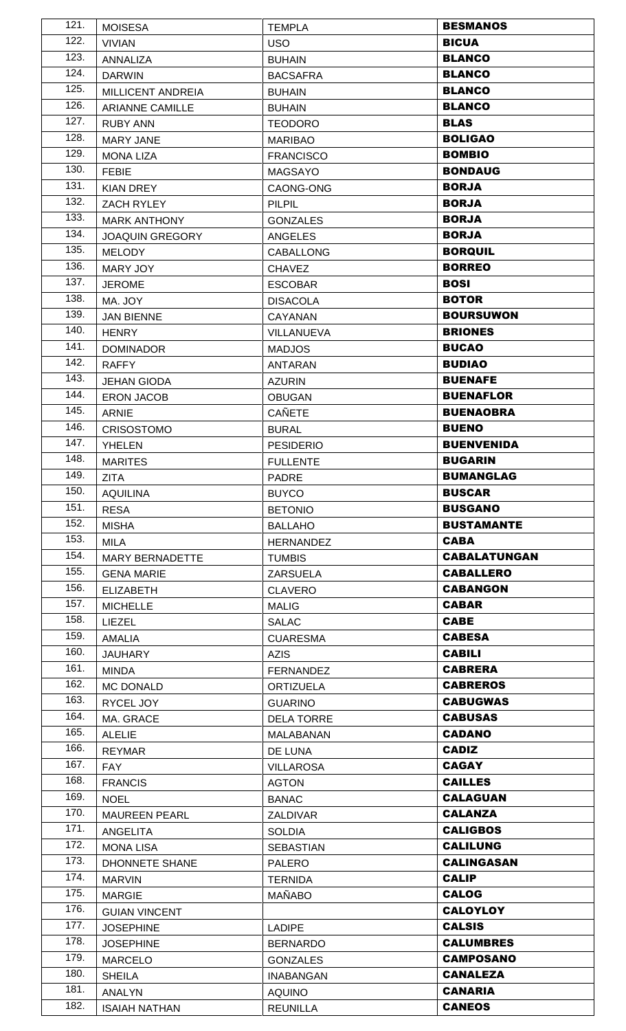| | | | |
|---|---|---|---|
| 121. | MOISESA | TEMPLA | **BESMANOS** |
| 122. | VIVIAN | USO | **BICUA** |
| 123. | ANNALIZA | BUHAIN | **BLANCO** |
| 124. | DARWIN | BACSAFRA | **BLANCO** |
| 125. | MILLICENT ANDREIA | BUHAIN | **BLANCO** |
| 126. | ARIANNE CAMILLE | BUHAIN | **BLANCO** |
| 127. | RUBY ANN | TEODORO | **BLAS** |
| 128. | MARY JANE | MARIBAO | **BOLIGAO** |
| 129. | MONA LIZA | FRANCISCO | **BOMBIO** |
| 130. | FEBIE | MAGSAYO | **BONDAUG** |
| 131. | KIAN DREY | CAONG-ONG | **BORJA** |
| 132. | ZACH RYLEY | PILPIL | **BORJA** |
| 133. | MARK ANTHONY | GONZALES | **BORJA** |
| 134. | JOAQUIN GREGORY | ANGELES | **BORJA** |
| 135. | MELODY | CABALLONG | **BORQUIL** |
| 136. | MARY JOY | CHAVEZ | **BORREO** |
| 137. | JEROME | ESCOBAR | **BOSI** |
| 138. | MA. JOY | DISACOLA | **BOTOR** |
| 139. | JAN BIENNE | CAYANAN | **BOURSUWON** |
| 140. | HENRY | VILLANUEVA | **BRIONES** |
| 141. | DOMINADOR | MADJOS | **BUCAO** |
| 142. | RAFFY | ANTARAN | **BUDIAO** |
| 143. | JEHAN GIODA | AZURIN | **BUENAFE** |
| 144. | ERON JACOB | OBUGAN | **BUENAFLOR** |
| 145. | ARNIE | CAÑETE | **BUENAOBRA** |
| 146. | CRISOSTOMO | BURAL | **BUENO** |
| 147. | YHELEN | PESIDERIO | **BUENVENIDA** |
| 148. | MARITES | FULLENTE | **BUGARIN** |
| 149. | ZITA | PADRE | **BUMANGLAG** |
| 150. | AQUILINA | BUYCO | **BUSCAR** |
| 151. | RESA | BETONIO | **BUSGANO** |
| 152. | MISHA | BALLAHO | **BUSTAMANTE** |
| 153. | MILA | HERNANDEZ | **CABA** |
| 154. | MARY BERNADETTE | TUMBIS | **CABALATUNGAN** |
| 155. | GENA MARIE | ZARSUELA | **CABALLERO** |
| 156. | ELIZABETH | CLAVERO | **CABANGON** |
| 157. | MICHELLE | MALIG | **CABAR** |
| 158. | LIEZEL | SALAC | **CABE** |
| 159. | AMALIA | CUARESMA | **CABESA** |
| 160. | JAUHARY | AZIS | **CABILI** |
| 161. | MINDA | FERNANDEZ | **CABRERA** |
| 162. | MC DONALD | ORTIZUELA | **CABREROS** |
| 163. | RYCEL JOY | GUARINO | **CABUGWAS** |
| 164. | MA. GRACE | DELA TORRE | **CABUSAS** |
| 165. | ALELIE | MALABANAN | **CADANO** |
| 166. | REYMAR | DE LUNA | **CADIZ** |
| 167. | FAY | VILLAROSA | **CAGAY** |
| 168. | FRANCIS | AGTON | **CAILLES** |
| 169. | NOEL | BANAC | **CALAGUAN** |
| 170. | MAUREEN PEARL | ZALDIVAR | **CALANZA** |
| 171. | ANGELITA | SOLDIA | **CALIGBOS** |
| 172. | MONA LISA | SEBASTIAN | **CALILUNG** |
| 173. | DHONNETE SHANE | PALERO | **CALINGASAN** |
| 174. | MARVIN | TERNIDA | **CALIP** |
| 175. | MARGIE | MAÑABO | **CALOG** |
| 176. | GUIAN VINCENT | | **CALOYLOY** |
| 177. | JOSEPHINE | LADIPE | **CALSIS** |
| 178. | JOSEPHINE | BERNARDO | **CALUMBRES** |
| 179. | MARCELO | GONZALES | **CAMPOSANO** |
| 180. | SHEILA | INABANGAN | **CANALEZA** |
| 181. | ANALYN | AQUINO | **CANARIA** |
| 182. | ISAIAH NATHAN | REUNILLA | **CANEOS** |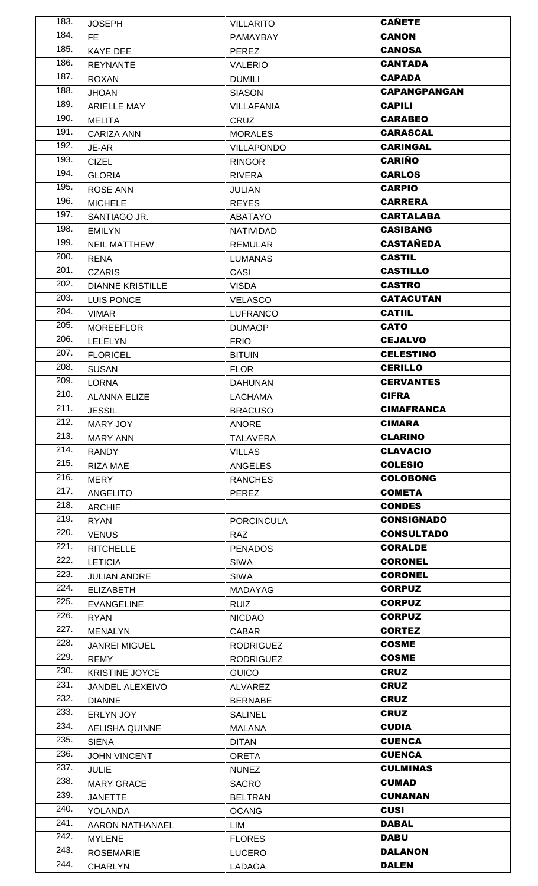| | | | |
|---|---|---|---|
| 183. | JOSEPH | VILLARITO | **CAÑETE** |
| 184. | FE | PAMAYBAY | **CANON** |
| 185. | KAYE DEE | PEREZ | **CANOSA** |
| 186. | REYNANTE | VALERIO | **CANTADA** |
| 187. | ROXAN | DUMILI | **CAPADA** |
| 188. | JHOAN | SIASON | **CAPANGPANGAN** |
| 189. | ARIELLE MAY | VILLAFANIA | **CAPILI** |
| 190. | MELITA | CRUZ | **CARABEO** |
| 191. | CARIZA ANN | MORALES | **CARASCAL** |
| 192. | JE-AR | VILLAPONDO | **CARINGAL** |
| 193. | CIZEL | RINGOR | **CARIÑO** |
| 194. | GLORIA | RIVERA | **CARLOS** |
| 195. | ROSE ANN | JULIAN | **CARPIO** |
| 196. | MICHELE | REYES | **CARRERA** |
| 197. | SANTIAGO JR. | ABATAYO | **CARTALABA** |
| 198. | EMILYN | NATIVIDAD | **CASIBANG** |
| 199. | NEIL MATTHEW | REMULAR | **CASTAÑEDA** |
| 200. | RENA | LUMANAS | **CASTIL** |
| 201. | CZARIS | CASI | **CASTILLO** |
| 202. | DIANNE KRISTILLE | VISDA | **CASTRO** |
| 203. | LUIS PONCE | VELASCO | **CATACUTAN** |
| 204. | VIMAR | LUFRANCO | **CATIIL** |
| 205. | MOREEFLOR | DUMAOP | **CATO** |
| 206. | LELELYN | FRIO | **CEJALVO** |
| 207. | FLORICEL | BITUIN | **CELESTINO** |
| 208. | SUSAN | FLOR | **CERILLO** |
| 209. | LORNA | DAHUNAN | **CERVANTES** |
| 210. | ALANNA ELIZE | LACHAMA | **CIFRA** |
| 211. | JESSIL | BRACUSO | **CIMAFRANCA** |
| 212. | MARY JOY | ANORE | **CIMARA** |
| 213. | MARY ANN | TALAVERA | **CLARINO** |
| 214. | RANDY | VILLAS | **CLAVACIO** |
| 215. | RIZA MAE | ANGELES | **COLESIO** |
| 216. | MERY | RANCHES | **COLOBONG** |
| 217. | ANGELITO | PEREZ | **COMETA** |
| 218. | ARCHIE | | **CONDES** |
| 219. | RYAN | PORCINCULA | **CONSIGNADO** |
| 220. | VENUS | RAZ | **CONSULTADO** |
| 221. | RITCHELLE | PENADOS | **CORALDE** |
| 222. | LETICIA | SIWA | **CORONEL** |
| 223. | JULIAN ANDRE | SIWA | **CORONEL** |
| 224. | ELIZABETH | MADAYAG | **CORPUZ** |
| 225. | EVANGELINE | RUIZ | **CORPUZ** |
| 226. | RYAN | NICDAO | **CORPUZ** |
| 227. | MENALYN | CABAR | **CORTEZ** |
| 228. | JANREI MIGUEL | RODRIGUEZ | **COSME** |
| 229. | REMY | RODRIGUEZ | **COSME** |
| 230. | KRISTINE JOYCE | GUICO | **CRUZ** |
| 231. | JANDEL ALEXEIVO | ALVAREZ | **CRUZ** |
| 232. | DIANNE | BERNABE | **CRUZ** |
| 233. | ERLYN JOY | SALINEL | **CRUZ** |
| 234. | AELISHA QUINNE | MALANA | **CUDIA** |
| 235. | SIENA | DITAN | **CUENCA** |
| 236. | JOHN VINCENT | ORETA | **CUENCA** |
| 237. | JULIE | NUNEZ | **CULMINAS** |
| 238. | MARY GRACE | SACRO | **CUMAD** |
| 239. | JANETTE | BELTRAN | **CUNANAN** |
| 240. | YOLANDA | OCANG | **CUSI** |
| 241. | AARON NATHANAEL | LIM | **DABAL** |
| 242. | MYLENE | FLORES | **DABU** |
| 243. | ROSEMARIE | LUCERO | **DALANON** |
| 244. | CHARLYN | LADAGA | **DALEN** |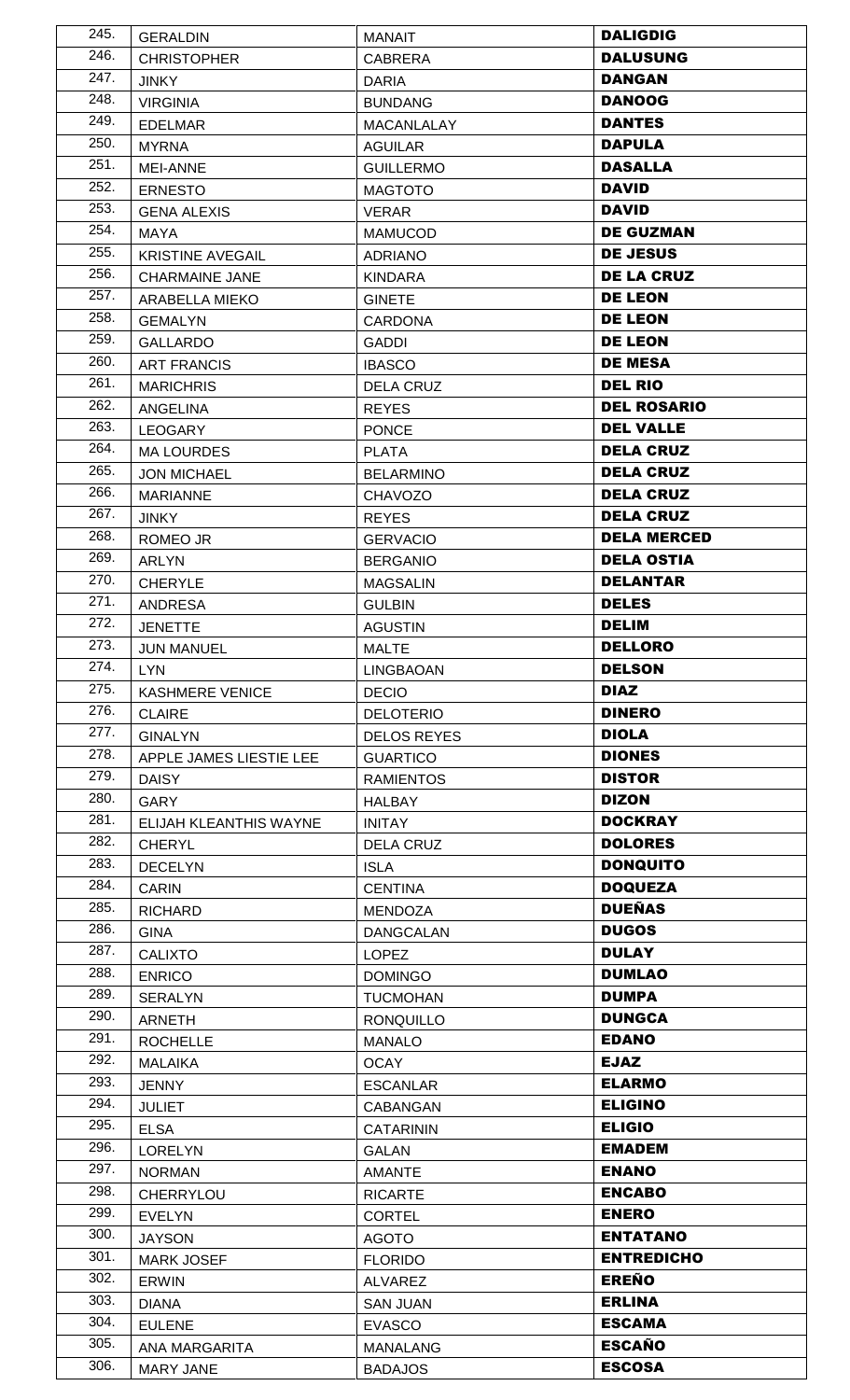| 245. | GERALDIN | MANAIT | **DALIGDIG** |
|---|---|---|---|
| 246. | CHRISTOPHER | CABRERA | **DALUSUNG** |
| 247. | JINKY | DARIA | **DANGAN** |
| 248. | VIRGINIA | BUNDANG | **DANOOG** |
| 249. | EDELMAR | MACANLALAY | **DANTES** |
| 250. | MYRNA | AGUILAR | **DAPULA** |
| 251. | MEI-ANNE | GUILLERMO | **DASALLA** |
| 252. | ERNESTO | MAGTOTO | **DAVID** |
| 253. | GENA ALEXIS | VERAR | **DAVID** |
| 254. | MAYA | MAMUCOD | **DE GUZMAN** |
| 255. | KRISTINE AVEGAIL | ADRIANO | **DE JESUS** |
| 256. | CHARMAINE JANE | KINDARA | **DE LA CRUZ** |
| 257. | ARABELLA MIEKO | GINETE | **DE LEON** |
| 258. | GEMALYN | CARDONA | **DE LEON** |
| 259. | GALLARDO | GADDI | **DE LEON** |
| 260. | ART FRANCIS | IBASCO | **DE MESA** |
| 261. | MARICHRIS | DELA CRUZ | **DEL RIO** |
| 262. | ANGELINA | REYES | **DEL ROSARIO** |
| 263. | LEOGARY | PONCE | **DEL VALLE** |
| 264. | MA LOURDES | PLATA | **DELA CRUZ** |
| 265. | JON MICHAEL | BELARMINO | **DELA CRUZ** |
| 266. | MARIANNE | CHAVOZO | **DELA CRUZ** |
| 267. | JINKY | REYES | **DELA CRUZ** |
| 268. | ROMEO JR | GERVACIO | **DELA MERCED** |
| 269. | ARLYN | BERGANIO | **DELA OSTIA** |
| 270. | CHERYLE | MAGSALIN | **DELANTAR** |
| 271. | ANDRESA | GULBIN | **DELES** |
| 272. | JENETTE | AGUSTIN | **DELIM** |
| 273. | JUN MANUEL | MALTE | **DELLORO** |
| 274. | LYN | LINGBAOAN | **DELSON** |
| 275. | KASHMERE VENICE | DECIO | **DIAZ** |
| 276. | CLAIRE | DELOTERIO | **DINERO** |
| 277. | GINALYN | DELOS REYES | **DIOLA** |
| 278. | APPLE JAMES LIESTIE LEE | GUARTICO | **DIONES** |
| 279. | DAISY | RAMIENTOS | **DISTOR** |
| 280. | GARY | HALBAY | **DIZON** |
| 281. | ELIJAH KLEANTHIS WAYNE | INITAY | **DOCKRAY** |
| 282. | CHERYL | DELA CRUZ | **DOLORES** |
| 283. | DECELYN | ISLA | **DONQUITO** |
| 284. | CARIN | CENTINA | **DOQUEZA** |
| 285. | RICHARD | MENDOZA | **DUEÑAS** |
| 286. | GINA | DANGCALAN | **DUGOS** |
| 287. | CALIXTO | LOPEZ | **DULAY** |
| 288. | ENRICO | DOMINGO | **DUMLAO** |
| 289. | SERALYN | TUCMOHAN | **DUMPA** |
| 290. | ARNETH | RONQUILLO | **DUNGCA** |
| 291. | ROCHELLE | MANALO | **EDANO** |
| 292. | MALAIKA | OCAY | **EJAZ** |
| 293. | JENNY | ESCANLAR | **ELARMO** |
| 294. | JULIET | CABANGAN | **ELIGINO** |
| 295. | ELSA | CATARININ | **ELIGIO** |
| 296. | LORELYN | GALAN | **EMADEM** |
| 297. | NORMAN | AMANTE | **ENANO** |
| 298. | CHERRYLOU | RICARTE | **ENCABO** |
| 299. | EVELYN | CORTEL | **ENERO** |
| 300. | JAYSON | AGOTO | **ENTATANO** |
| 301. | MARK JOSEF | FLORIDO | **ENTREDICHO** |
| 302. | ERWIN | ALVAREZ | **EREÑO** |
| 303. | DIANA | SAN JUAN | **ERLINA** |
| 304. | EULENE | EVASCO | **ESCAMA** |
| 305. | ANA MARGARITA | MANALANG | **ESCAÑO** |
| 306. | MARY JANE | BADAJOS | **ESCOSA** |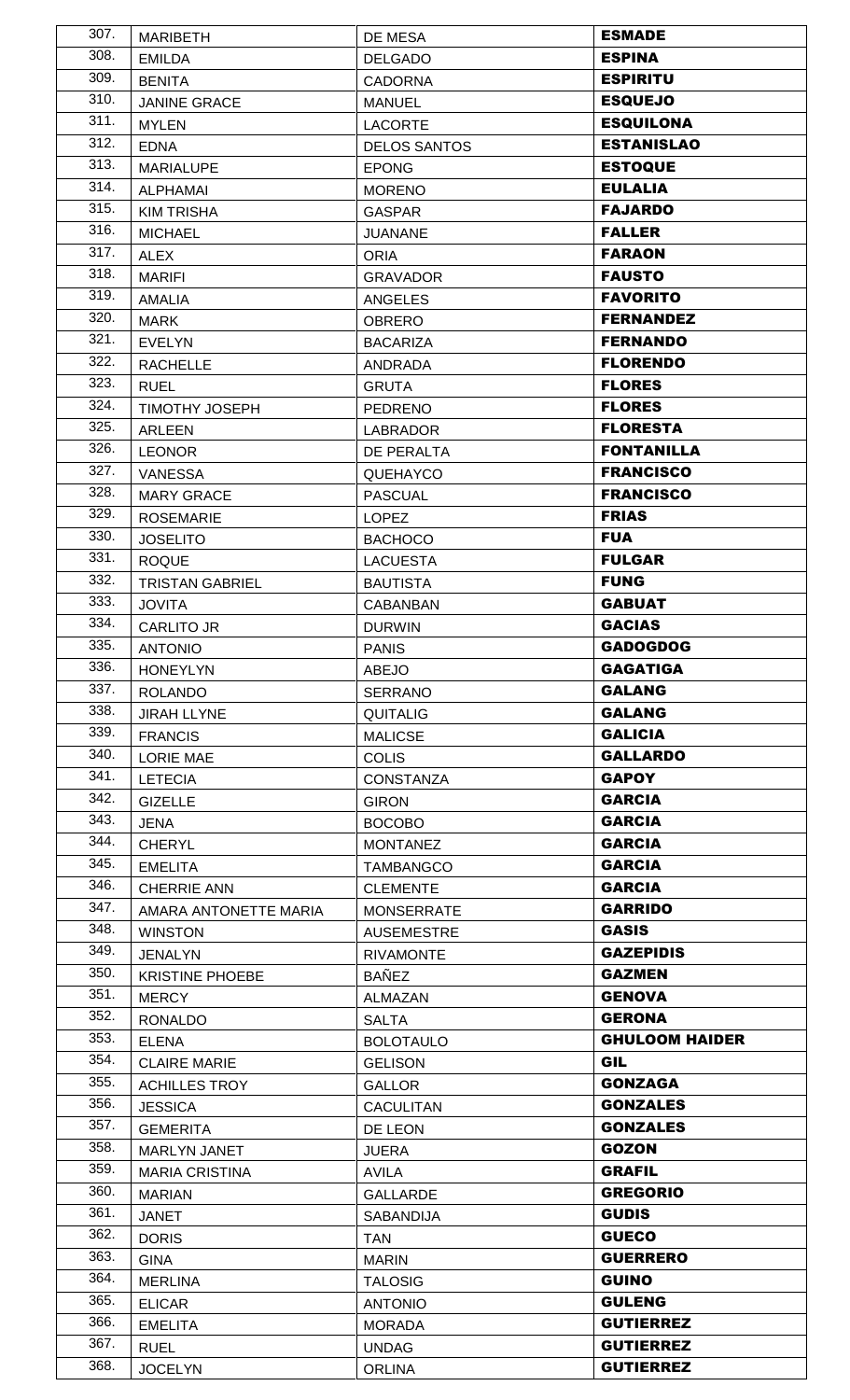| | | | |
|---|---|---|---|
| 307. | MARIBETH | DE MESA | **ESMADE** |
| 308. | EMILDA | DELGADO | **ESPINA** |
| 309. | BENITA | CADORNA | **ESPIRITU** |
| 310. | JANINE GRACE | MANUEL | **ESQUEJO** |
| 311. | MYLEN | LACORTE | **ESQUILONA** |
| 312. | EDNA | DELOS SANTOS | **ESTANISLAO** |
| 313. | MARIALUPE | EPONG | **ESTOQUE** |
| 314. | ALPHAMAI | MORENO | **EULALIA** |
| 315. | KIM TRISHA | GASPAR | **FAJARDO** |
| 316. | MICHAEL | JUANANE | **FALLER** |
| 317. | ALEX | ORIA | **FARAON** |
| 318. | MARIFI | GRAVADOR | **FAUSTO** |
| 319. | AMALIA | ANGELES | **FAVORITO** |
| 320. | MARK | OBRERO | **FERNANDEZ** |
| 321. | EVELYN | BACARIZA | **FERNANDO** |
| 322. | RACHELLE | ANDRADA | **FLORENDO** |
| 323. | RUEL | GRUTA | **FLORES** |
| 324. | TIMOTHY JOSEPH | PEDRENO | **FLORES** |
| 325. | ARLEEN | LABRADOR | **FLORESTA** |
| 326. | LEONOR | DE PERALTA | **FONTANILLA** |
| 327. | VANESSA | QUEHAYCO | **FRANCISCO** |
| 328. | MARY GRACE | PASCUAL | **FRANCISCO** |
| 329. | ROSEMARIE | LOPEZ | **FRIAS** |
| 330. | JOSELITO | BACHOCO | **FUA** |
| 331. | ROQUE | LACUESTA | **FULGAR** |
| 332. | TRISTAN GABRIEL | BAUTISTA | **FUNG** |
| 333. | JOVITA | CABANBAN | **GABUAT** |
| 334. | CARLITO JR | DURWIN | **GACIAS** |
| 335. | ANTONIO | PANIS | **GADOGDOG** |
| 336. | HONEYLYN | ABEJO | **GAGATIGA** |
| 337. | ROLANDO | SERRANO | **GALANG** |
| 338. | JIRAH LLYNE | QUITALIG | **GALANG** |
| 339. | FRANCIS | MALICSE | **GALICIA** |
| 340. | LORIE MAE | COLIS | **GALLARDO** |
| 341. | LETECIA | CONSTANZA | **GAPOY** |
| 342. | GIZELLE | GIRON | **GARCIA** |
| 343. | JENA | BOCOBO | **GARCIA** |
| 344. | CHERYL | MONTANEZ | **GARCIA** |
| 345. | EMELITA | TAMBANGCO | **GARCIA** |
| 346. | CHERRIE ANN | CLEMENTE | **GARCIA** |
| 347. | AMARA ANTONETTE MARIA | MONSERRATE | **GARRIDO** |
| 348. | WINSTON | AUSEMESTRE | **GASIS** |
| 349. | JENALYN | RIVAMONTE | **GAZEPIDIS** |
| 350. | KRISTINE PHOEBE | BAÑEZ | **GAZMEN** |
| 351. | MERCY | ALMAZAN | **GENOVA** |
| 352. | RONALDO | SALTA | **GERONA** |
| 353. | ELENA | BOLOTAULO | **GHULOOM HAIDER** |
| 354. | CLAIRE MARIE | GELISON | **GIL** |
| 355. | ACHILLES TROY | GALLOR | **GONZAGA** |
| 356. | JESSICA | CACULITAN | **GONZALES** |
| 357. | GEMERITA | DE LEON | **GONZALES** |
| 358. | MARLYN JANET | JUERA | **GOZON** |
| 359. | MARIA CRISTINA | AVILA | **GRAFIL** |
| 360. | MARIAN | GALLARDE | **GREGORIO** |
| 361. | JANET | SABANDIJA | **GUDIS** |
| 362. | DORIS | TAN | **GUECO** |
| 363. | GINA | MARIN | **GUERRERO** |
| 364. | MERLINA | TALOSIG | **GUINO** |
| 365. | ELICAR | ANTONIO | **GULENG** |
| 366. | EMELITA | MORADA | **GUTIERREZ** |
| 367. | RUEL | UNDAG | **GUTIERREZ** |
| 368. | JOCELYN | ORLINA | **GUTIERREZ** |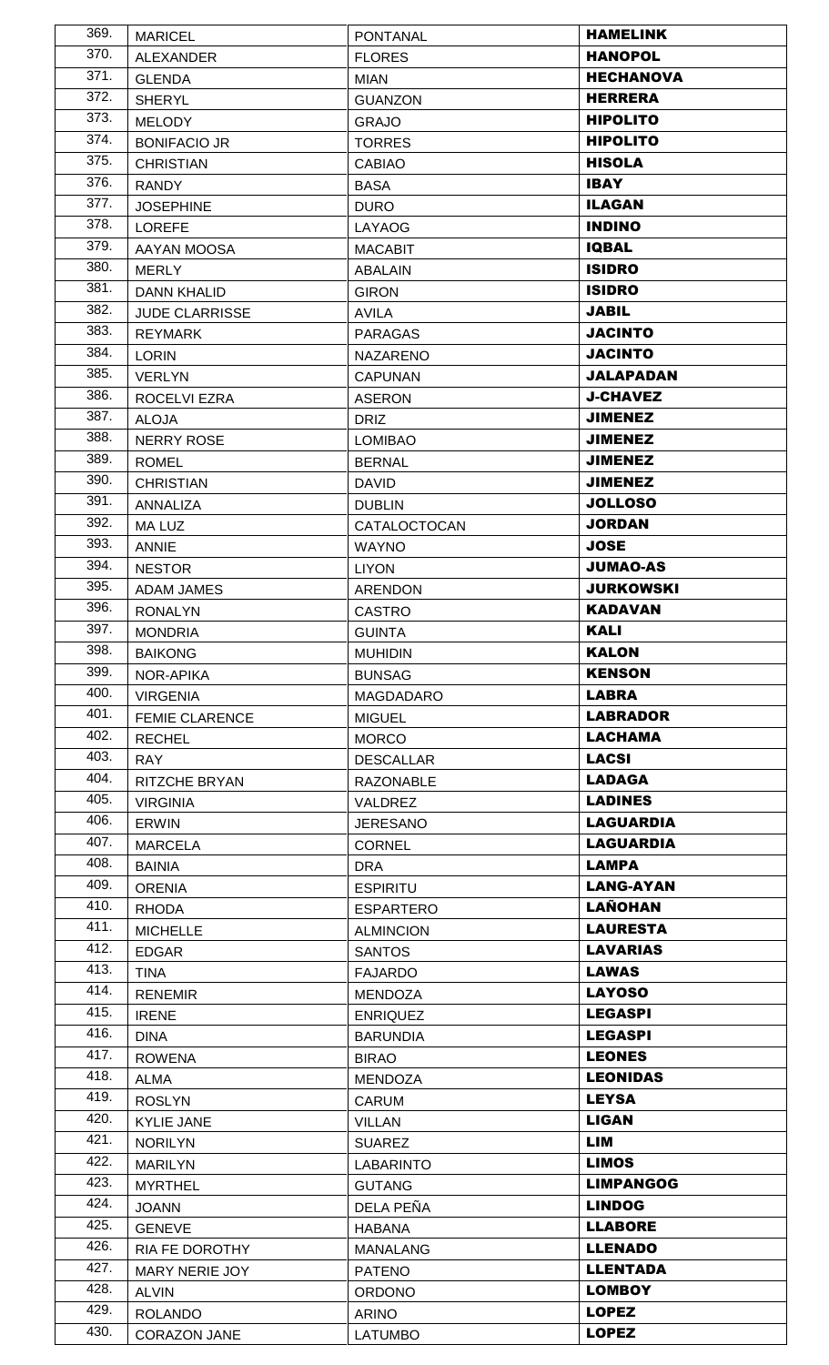| | | | |
|---|---|---|---|
| 369. | MARICEL | PONTANAL | **HAMELINK** |
| 370. | ALEXANDER | FLORES | **HANOPOL** |
| 371. | GLENDA | MIAN | **HECHANOVA** |
| 372. | SHERYL | GUANZON | **HERRERA** |
| 373. | MELODY | GRAJO | **HIPOLITO** |
| 374. | BONIFACIO JR | TORRES | **HIPOLITO** |
| 375. | CHRISTIAN | CABIAO | **HISOLA** |
| 376. | RANDY | BASA | **IBAY** |
| 377. | JOSEPHINE | DURO | **ILAGAN** |
| 378. | LOREFE | LAYAOG | **INDINO** |
| 379. | AAYAN MOOSA | MACABIT | **IQBAL** |
| 380. | MERLY | ABALAIN | **ISIDRO** |
| 381. | DANN KHALID | GIRON | **ISIDRO** |
| 382. | JUDE CLARRISSE | AVILA | **JABIL** |
| 383. | REYMARK | PARAGAS | **JACINTO** |
| 384. | LORIN | NAZARENO | **JACINTO** |
| 385. | VERLYN | CAPUNAN | **JALAPADAN** |
| 386. | ROCELVI EZRA | ASERON | **J-CHAVEZ** |
| 387. | ALOJA | DRIZ | **JIMENEZ** |
| 388. | NERRY ROSE | LOMIBAO | **JIMENEZ** |
| 389. | ROMEL | BERNAL | **JIMENEZ** |
| 390. | CHRISTIAN | DAVID | **JIMENEZ** |
| 391. | ANNALIZA | DUBLIN | **JOLLOSO** |
| 392. | MA LUZ | CATALOCTOCAN | **JORDAN** |
| 393. | ANNIE | WAYNO | **JOSE** |
| 394. | NESTOR | LIYON | **JUMAO-AS** |
| 395. | ADAM JAMES | ARENDON | **JURKOWSKI** |
| 396. | RONALYN | CASTRO | **KADAVAN** |
| 397. | MONDRIA | GUINTA | **KALI** |
| 398. | BAIKONG | MUHIDIN | **KALON** |
| 399. | NOR-APIKA | BUNSAG | **KENSON** |
| 400. | VIRGENIA | MAGDADARO | **LABRA** |
| 401. | FEMIE CLARENCE | MIGUEL | **LABRADOR** |
| 402. | RECHEL | MORCO | **LACHAMA** |
| 403. | RAY | DESCALLAR | **LACSI** |
| 404. | RITZCHE BRYAN | RAZONABLE | **LADAGA** |
| 405. | VIRGINIA | VALDREZ | **LADINES** |
| 406. | ERWIN | JERESANO | **LAGUARDIA** |
| 407. | MARCELA | CORNEL | **LAGUARDIA** |
| 408. | BAINIA | DRA | **LAMPA** |
| 409. | ORENIA | ESPIRITU | **LANG-AYAN** |
| 410. | RHODA | ESPARTERO | **LAÑOHAN** |
| 411. | MICHELLE | ALMINCION | **LAURESTA** |
| 412. | EDGAR | SANTOS | **LAVARIAS** |
| 413. | TINA | FAJARDO | **LAWAS** |
| 414. | RENEMIR | MENDOZA | **LAYOSO** |
| 415. | IRENE | ENRIQUEZ | **LEGASPI** |
| 416. | DINA | BARUNDIA | **LEGASPI** |
| 417. | ROWENA | BIRAO | **LEONES** |
| 418. | ALMA | MENDOZA | **LEONIDAS** |
| 419. | ROSLYN | CARUM | **LEYSA** |
| 420. | KYLIE JANE | VILLAN | **LIGAN** |
| 421. | NORILYN | SUAREZ | **LIM** |
| 422. | MARILYN | LABARINTO | **LIMOS** |
| 423. | MYRTHEL | GUTANG | **LIMPANGOG** |
| 424. | JOANN | DELA PEÑA | **LINDOG** |
| 425. | GENEVE | HABANA | **LLABORE** |
| 426. | RIA FE DOROTHY | MANALANG | **LLENADO** |
| 427. | MARY NERIE JOY | PATENO | **LLENTADA** |
| 428. | ALVIN | ORDONO | **LOMBOY** |
| 429. | ROLANDO | ARINO | **LOPEZ** |
| 430. | CORAZON JANE | LATUMBO | **LOPEZ** |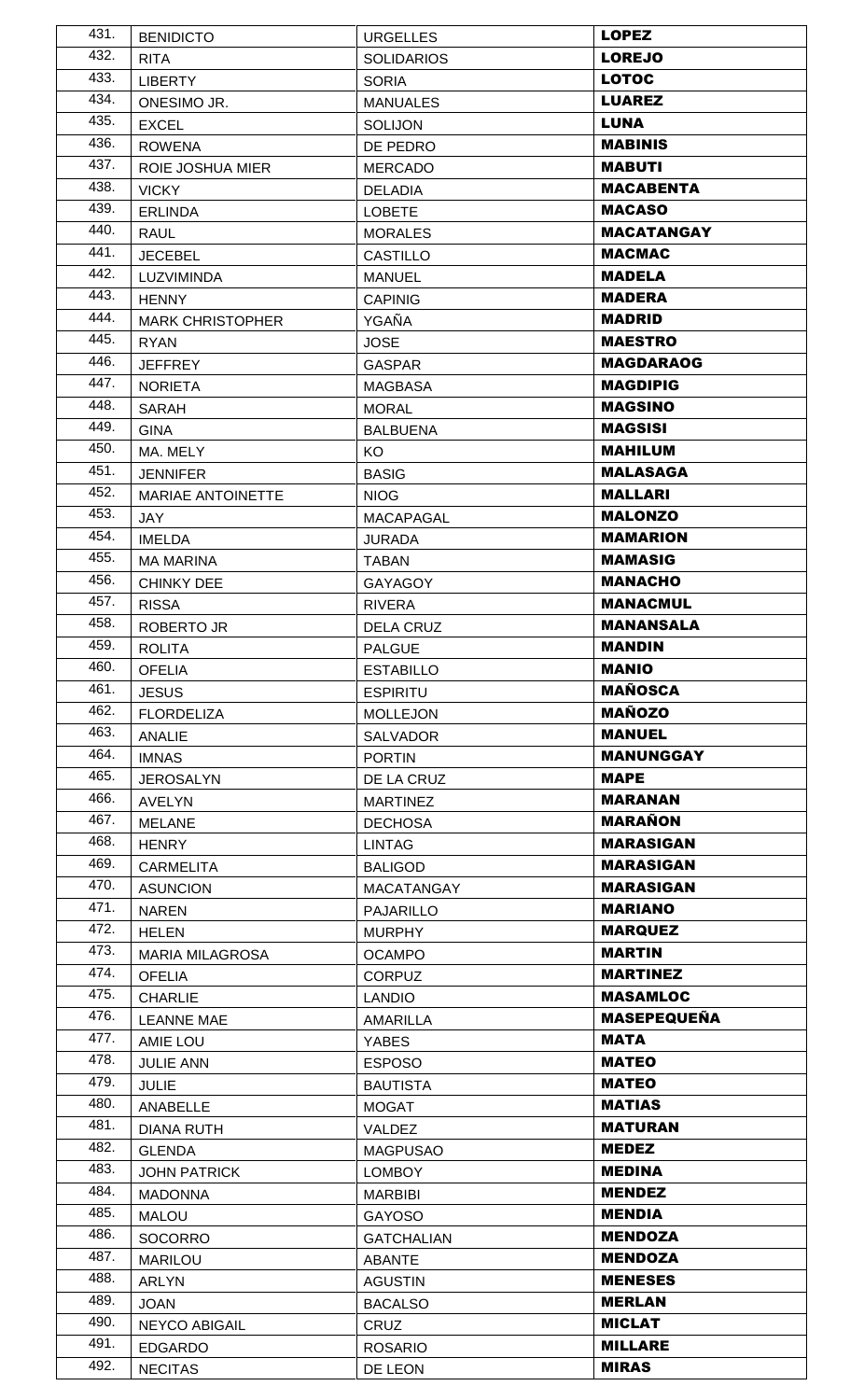| | | | |
|---|---|---|---|
| 431. | BENIDICTO | URGELLES | **LOPEZ** |
| 432. | RITA | SOLIDARIOS | **LOREJO** |
| 433. | LIBERTY | SORIA | **LOTOC** |
| 434. | ONESIMO JR. | MANUALES | **LUAREZ** |
| 435. | EXCEL | SOLIJON | **LUNA** |
| 436. | ROWENA | DE PEDRO | **MABINIS** |
| 437. | ROIE JOSHUA MIER | MERCADO | **MABUTI** |
| 438. | VICKY | DELADIA | **MACABENTA** |
| 439. | ERLINDA | LOBETE | **MACASO** |
| 440. | RAUL | MORALES | **MACATANGAY** |
| 441. | JECEBEL | CASTILLO | **MACMAC** |
| 442. | LUZVIMINDA | MANUEL | **MADELA** |
| 443. | HENNY | CAPINIG | **MADERA** |
| 444. | MARK CHRISTOPHER | YGAÑA | **MADRID** |
| 445. | RYAN | JOSE | **MAESTRO** |
| 446. | JEFFREY | GASPAR | **MAGDARAOG** |
| 447. | NORIETA | MAGBASA | **MAGDIPIG** |
| 448. | SARAH | MORAL | **MAGSINO** |
| 449. | GINA | BALBUENA | **MAGSISI** |
| 450. | MA. MELY | KO | **MAHILUM** |
| 451. | JENNIFER | BASIG | **MALASAGA** |
| 452. | MARIAE ANTOINETTE | NIOG | **MALLARI** |
| 453. | JAY | MACAPAGAL | **MALONZO** |
| 454. | IMELDA | JURADA | **MAMARION** |
| 455. | MA MARINA | TABAN | **MAMASIG** |
| 456. | CHINKY DEE | GAYAGOY | **MANACHO** |
| 457. | RISSA | RIVERA | **MANACMUL** |
| 458. | ROBERTO JR | DELA CRUZ | **MANANSALA** |
| 459. | ROLITA | PALGUE | **MANDIN** |
| 460. | OFELIA | ESTABILLO | **MANIO** |
| 461. | JESUS | ESPIRITU | **MAÑOSCA** |
| 462. | FLORDELIZA | MOLLEJON | **MAÑOZO** |
| 463. | ANALIE | SALVADOR | **MANUEL** |
| 464. | IMNAS | PORTIN | **MANUNGGAY** |
| 465. | JEROSALYN | DE LA CRUZ | **MAPE** |
| 466. | AVELYN | MARTINEZ | **MARANAN** |
| 467. | MELANE | DECHOSA | **MARAÑON** |
| 468. | HENRY | LINTAG | **MARASIGAN** |
| 469. | CARMELITA | BALIGOD | **MARASIGAN** |
| 470. | ASUNCION | MACATANGAY | **MARASIGAN** |
| 471. | NAREN | PAJARILLO | **MARIANO** |
| 472. | HELEN | MURPHY | **MARQUEZ** |
| 473. | MARIA MILAGROSA | OCAMPO | **MARTIN** |
| 474. | OFELIA | CORPUZ | **MARTINEZ** |
| 475. | CHARLIE | LANDIO | **MASAMLOC** |
| 476. | LEANNE MAE | AMARILLA | **MASEPEQUEÑA** |
| 477. | AMIE LOU | YABES | **MATA** |
| 478. | JULIE ANN | ESPOSO | **MATEO** |
| 479. | JULIE | BAUTISTA | **MATEO** |
| 480. | ANABELLE | MOGAT | **MATIAS** |
| 481. | DIANA RUTH | VALDEZ | **MATURAN** |
| 482. | GLENDA | MAGPUSAO | **MEDEZ** |
| 483. | JOHN PATRICK | LOMBOY | **MEDINA** |
| 484. | MADONNA | MARBIBI | **MENDEZ** |
| 485. | MALOU | GAYOSO | **MENDIA** |
| 486. | SOCORRO | GATCHALIAN | **MENDOZA** |
| 487. | MARILOU | ABANTE | **MENDOZA** |
| 488. | ARLYN | AGUSTIN | **MENESES** |
| 489. | JOAN | BACALSO | **MERLAN** |
| 490. | NEYCO ABIGAIL | CRUZ | **MICLAT** |
| 491. | EDGARDO | ROSARIO | **MILLARE** |
| 492. | NECITAS | DE LEON | **MIRAS** |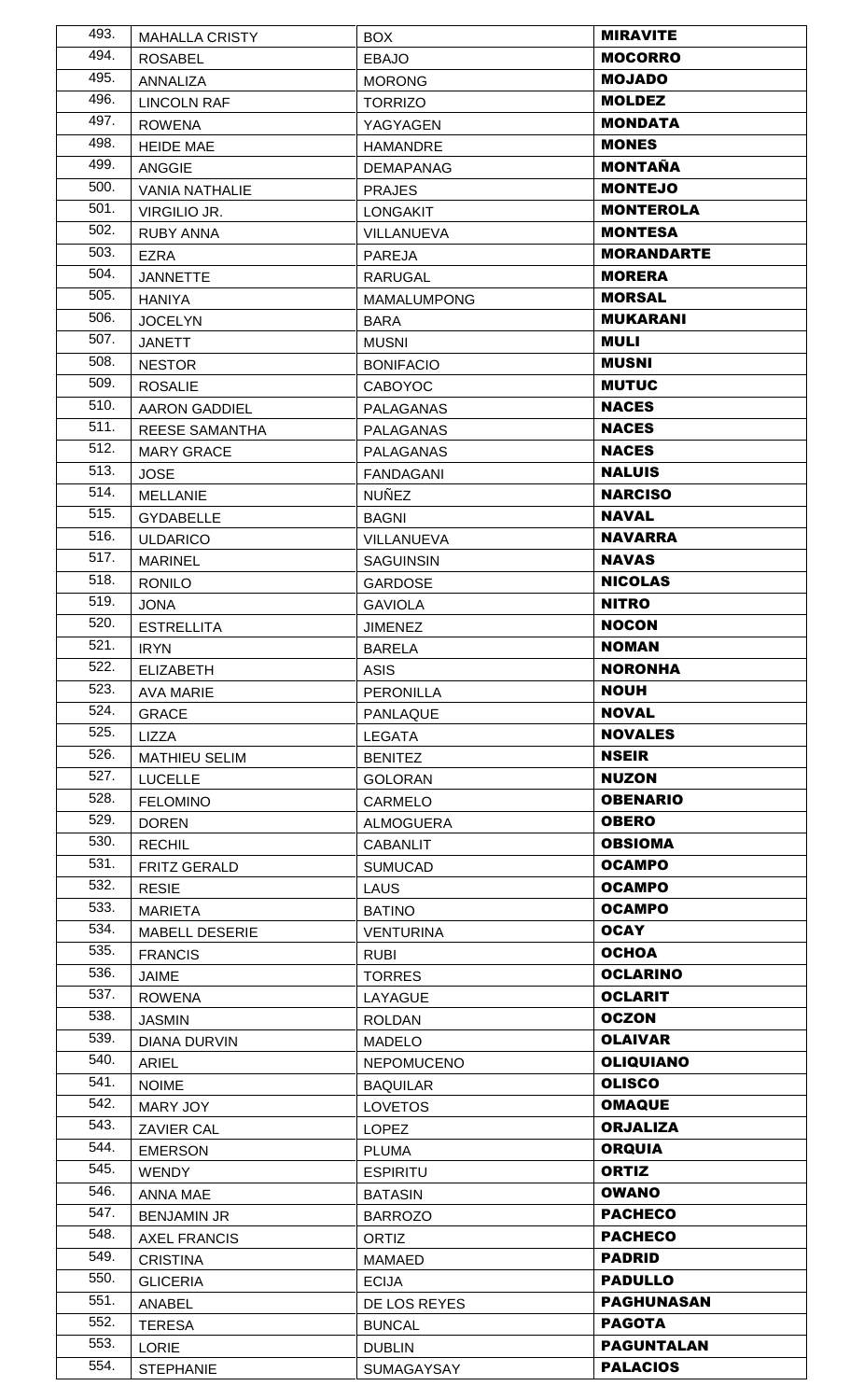| | | | |
|---|---|---|---|
| 493. | MAHALLA CRISTY | BOX | **MIRAVITE** |
| 494. | ROSABEL | EBAJO | **MOCORRO** |
| 495. | ANNALIZA | MORONG | **MOJADO** |
| 496. | LINCOLN RAF | TORRIZO | **MOLDEZ** |
| 497. | ROWENA | YAGYAGEN | **MONDATA** |
| 498. | HEIDE MAE | HAMANDRE | **MONES** |
| 499. | ANGGIE | DEMAPANAG | **MONTAÑA** |
| 500. | VANIA NATHALIE | PRAJES | **MONTEJO** |
| 501. | VIRGILIO JR. | LONGAKIT | **MONTEROLA** |
| 502. | RUBY ANNA | VILLANUEVA | **MONTESA** |
| 503. | EZRA | PAREJA | **MORANDARTE** |
| 504. | JANNETTE | RARUGAL | **MORERA** |
| 505. | HANIYA | MAMALUMPONG | **MORSAL** |
| 506. | JOCELYN | BARA | **MUKARANI** |
| 507. | JANETT | MUSNI | **MULI** |
| 508. | NESTOR | BONIFACIO | **MUSNI** |
| 509. | ROSALIE | CABOYOC | **MUTUC** |
| 510. | AARON GADDIEL | PALAGANAS | **NACES** |
| 511. | REESE SAMANTHA | PALAGANAS | **NACES** |
| 512. | MARY GRACE | PALAGANAS | **NACES** |
| 513. | JOSE | FANDAGANI | **NALUIS** |
| 514. | MELLANIE | NUÑEZ | **NARCISO** |
| 515. | GYDABELLE | BAGNI | **NAVAL** |
| 516. | ULDARICO | VILLANUEVA | **NAVARRA** |
| 517. | MARINEL | SAGUINSIN | **NAVAS** |
| 518. | RONILO | GARDOSE | **NICOLAS** |
| 519. | JONA | GAVIOLA | **NITRO** |
| 520. | ESTRELLITA | JIMENEZ | **NOCON** |
| 521. | IRYN | BARELA | **NOMAN** |
| 522. | ELIZABETH | ASIS | **NORONHA** |
| 523. | AVA MARIE | PERONILLA | **NOUH** |
| 524. | GRACE | PANLAQUE | **NOVAL** |
| 525. | LIZZA | LEGATA | **NOVALES** |
| 526. | MATHIEU SELIM | BENITEZ | **NSEIR** |
| 527. | LUCELLE | GOLORAN | **NUZON** |
| 528. | FELOMINO | CARMELO | **OBENARIO** |
| 529. | DOREN | ALMOGUERA | **OBERO** |
| 530. | RECHIL | CABANLIT | **OBSIOMA** |
| 531. | FRITZ GERALD | SUMUCAD | **OCAMPO** |
| 532. | RESIE | LAUS | **OCAMPO** |
| 533. | MARIETA | BATINO | **OCAMPO** |
| 534. | MABELL DESERIE | VENTURINA | **OCAY** |
| 535. | FRANCIS | RUBI | **OCHOA** |
| 536. | JAIME | TORRES | **OCLARINO** |
| 537. | ROWENA | LAYAGUE | **OCLARIT** |
| 538. | JASMIN | ROLDAN | **OCZON** |
| 539. | DIANA DURVIN | MADELO | **OLAIVAR** |
| 540. | ARIEL | NEPOMUCENO | **OLIQUIANO** |
| 541. | NOIME | BAQUILAR | **OLISCO** |
| 542. | MARY JOY | LOVETOS | **OMAQUE** |
| 543. | ZAVIER CAL | LOPEZ | **ORJALIZA** |
| 544. | EMERSON | PLUMA | **ORQUIA** |
| 545. | WENDY | ESPIRITU | **ORTIZ** |
| 546. | ANNA MAE | BATASIN | **OWANO** |
| 547. | BENJAMIN JR | BARROZO | **PACHECO** |
| 548. | AXEL FRANCIS | ORTIZ | **PACHECO** |
| 549. | CRISTINA | MAMAED | **PADRID** |
| 550. | GLICERIA | ECIJA | **PADULLO** |
| 551. | ANABEL | DE LOS REYES | **PAGHUNASAN** |
| 552. | TERESA | BUNCAL | **PAGOTA** |
| 553. | LORIE | DUBLIN | **PAGUNTALAN** |
| 554. | STEPHANIE | SUMAGAYSAY | **PALACIOS** |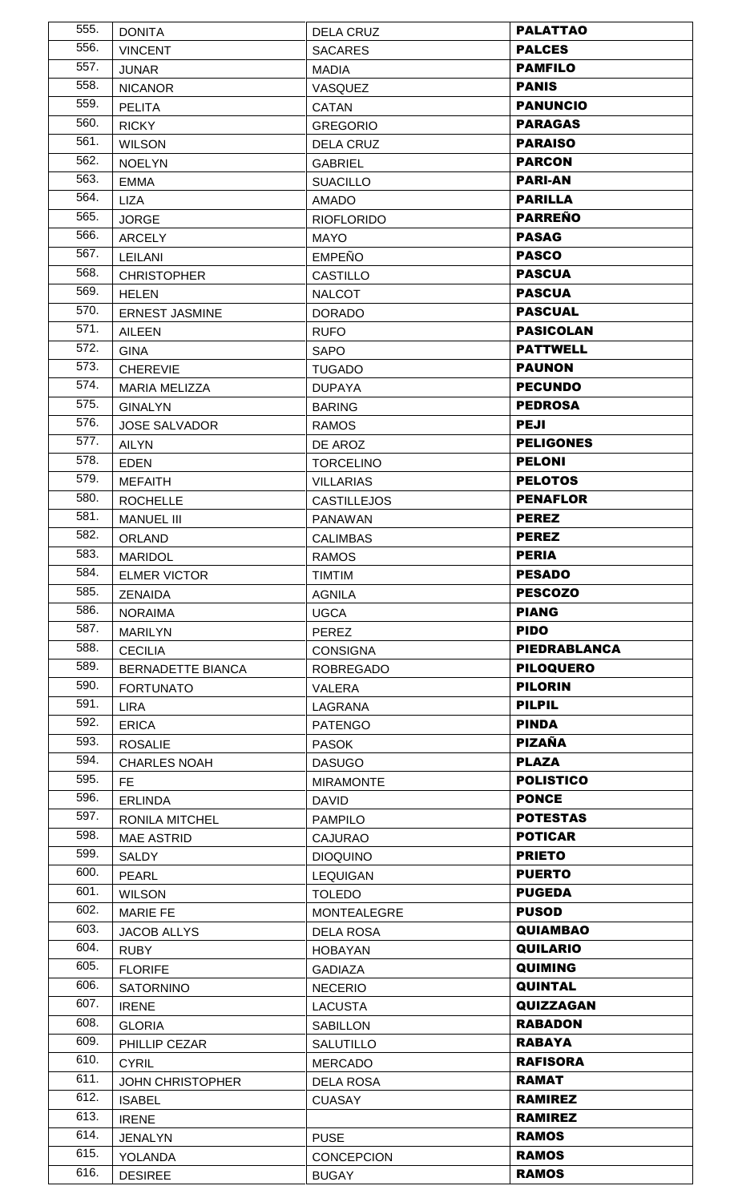| | | | |
|---|---|---|---|
| 555. | DONITA | DELA CRUZ | **PALATTAO** |
| 556. | VINCENT | SACARES | **PALCES** |
| 557. | JUNAR | MADIA | **PAMFILO** |
| 558. | NICANOR | VASQUEZ | **PANIS** |
| 559. | PELITA | CATAN | **PANUNCIO** |
| 560. | RICKY | GREGORIO | **PARAGAS** |
| 561. | WILSON | DELA CRUZ | **PARAISO** |
| 562. | NOELYN | GABRIEL | **PARCON** |
| 563. | EMMA | SUACILLO | **PARI-AN** |
| 564. | LIZA | AMADO | **PARILLA** |
| 565. | JORGE | RIOFLORIDO | **PARREÑO** |
| 566. | ARCELY | MAYO | **PASAG** |
| 567. | LEILANI | EMPEÑO | **PASCO** |
| 568. | CHRISTOPHER | CASTILLO | **PASCUA** |
| 569. | HELEN | NALCOT | **PASCUA** |
| 570. | ERNEST JASMINE | DORADO | **PASCUAL** |
| 571. | AILEEN | RUFO | **PASICOLAN** |
| 572. | GINA | SAPO | **PATTWELL** |
| 573. | CHEREVIE | TUGADO | **PAUNON** |
| 574. | MARIA MELIZZA | DUPAYA | **PECUNDO** |
| 575. | GINALYN | BARING | **PEDROSA** |
| 576. | JOSE SALVADOR | RAMOS | **PEJI** |
| 577. | AILYN | DE AROZ | **PELIGONES** |
| 578. | EDEN | TORCELINO | **PELONI** |
| 579. | MEFAITH | VILLARIAS | **PELOTOS** |
| 580. | ROCHELLE | CASTILLEJOS | **PENAFLOR** |
| 581. | MANUEL III | PANAWAN | **PEREZ** |
| 582. | ORLAND | CALIMBAS | **PEREZ** |
| 583. | MARIDOL | RAMOS | **PERIA** |
| 584. | ELMER VICTOR | TIMTIM | **PESADO** |
| 585. | ZENAIDA | AGNILA | **PESCOZO** |
| 586. | NORAIMA | UGCA | **PIANG** |
| 587. | MARILYN | PEREZ | **PIDO** |
| 588. | CECILIA | CONSIGNA | **PIEDRABLANCA** |
| 589. | BERNADETTE BIANCA | ROBREGADO | **PILOQUERO** |
| 590. | FORTUNATO | VALERA | **PILORIN** |
| 591. | LIRA | LAGRANA | **PILPIL** |
| 592. | ERICA | PATENGO | **PINDA** |
| 593. | ROSALIE | PASOK | **PIZAÑA** |
| 594. | CHARLES NOAH | DASUGO | **PLAZA** |
| 595. | FE | MIRAMONTE | **POLISTICO** |
| 596. | ERLINDA | DAVID | **PONCE** |
| 597. | RONILA MITCHEL | PAMPILO | **POTESTAS** |
| 598. | MAE ASTRID | CAJURAO | **POTICAR** |
| 599. | SALDY | DIOQUINO | **PRIETO** |
| 600. | PEARL | LEQUIGAN | **PUERTO** |
| 601. | WILSON | TOLEDO | **PUGEDA** |
| 602. | MARIE FE | MONTEALEGRE | **PUSOD** |
| 603. | JACOB ALLYS | DELA ROSA | **QUIAMBAO** |
| 604. | RUBY | HOBAYAN | **QUILARIO** |
| 605. | FLORIFE | GADIAZA | **QUIMING** |
| 606. | SATORNINO | NECERIO | **QUINTAL** |
| 607. | IRENE | LACUSTA | **QUIZZAGAN** |
| 608. | GLORIA | SABILLON | **RABADON** |
| 609. | PHILLIP CEZAR | SALUTILLO | **RABAYA** |
| 610. | CYRIL | MERCADO | **RAFISORA** |
| 611. | JOHN CHRISTOPHER | DELA ROSA | **RAMAT** |
| 612. | ISABEL | CUASAY | **RAMIREZ** |
| 613. | IRENE | | **RAMIREZ** |
| 614. | JENALYN | PUSE | **RAMOS** |
| 615. | YOLANDA | CONCEPCION | **RAMOS** |
| 616. | DESIREE | BUGAY | **RAMOS** |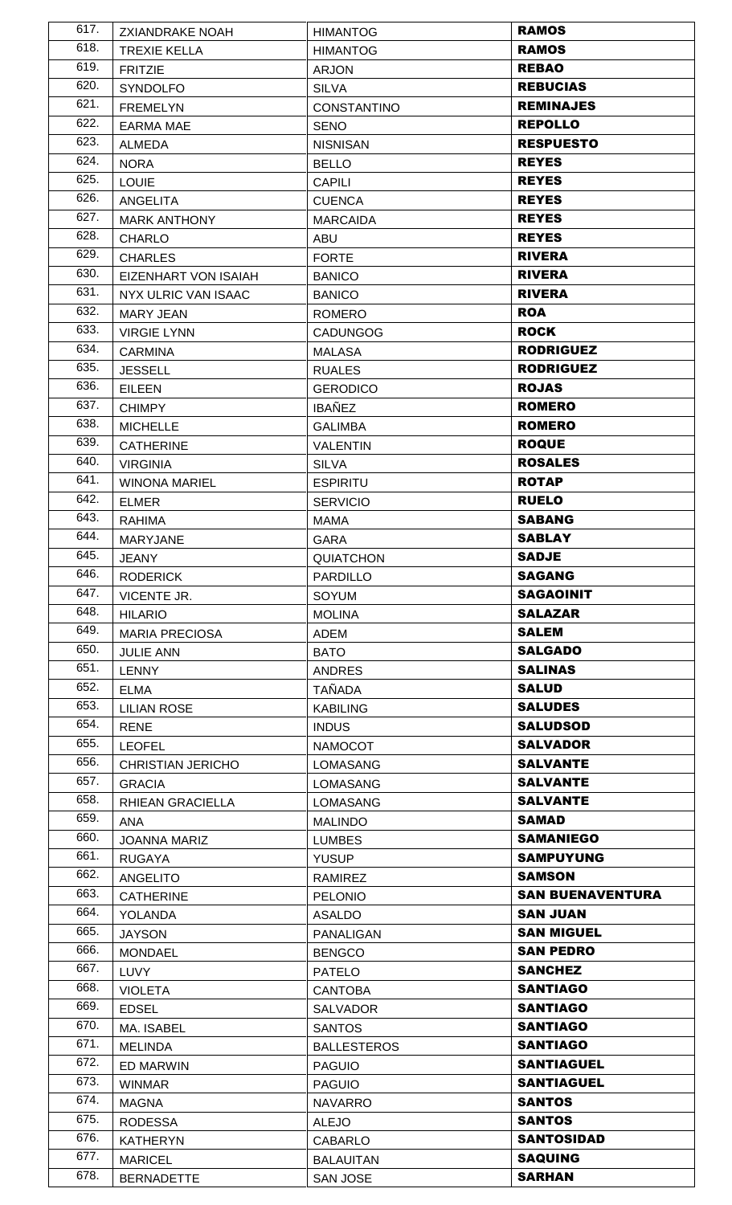| | | | |
|---|---|---|---|
| 617. | ZXIANDRAKE NOAH | HIMANTOG | **RAMOS** |
| 618. | TREXIE KELLA | HIMANTOG | **RAMOS** |
| 619. | FRITZIE | ARJON | **REBAO** |
| 620. | SYNDOLFO | SILVA | **REBUCIAS** |
| 621. | FREMELYN | CONSTANTINO | **REMINAJES** |
| 622. | EARMA MAE | SENO | **REPOLLO** |
| 623. | ALMEDA | NISNISAN | **RESPUESTO** |
| 624. | NORA | BELLO | **REYES** |
| 625. | LOUIE | CAPILI | **REYES** |
| 626. | ANGELITA | CUENCA | **REYES** |
| 627. | MARK ANTHONY | MARCAIDA | **REYES** |
| 628. | CHARLO | ABU | **REYES** |
| 629. | CHARLES | FORTE | **RIVERA** |
| 630. | EIZENHART VON ISAIAH | BANICO | **RIVERA** |
| 631. | NYX ULRIC VAN ISAAC | BANICO | **RIVERA** |
| 632. | MARY JEAN | ROMERO | **ROA** |
| 633. | VIRGIE LYNN | CADUNGOG | **ROCK** |
| 634. | CARMINA | MALASA | **RODRIGUEZ** |
| 635. | JESSELL | RUALES | **RODRIGUEZ** |
| 636. | EILEEN | GERODICO | **ROJAS** |
| 637. | CHIMPY | IBAÑEZ | **ROMERO** |
| 638. | MICHELLE | GALIMBA | **ROMERO** |
| 639. | CATHERINE | VALENTIN | **ROQUE** |
| 640. | VIRGINIA | SILVA | **ROSALES** |
| 641. | WINONA MARIEL | ESPIRITU | **ROTAP** |
| 642. | ELMER | SERVICIO | **RUELO** |
| 643. | RAHIMA | MAMA | **SABANG** |
| 644. | MARYJANE | GARA | **SABLAY** |
| 645. | JEANY | QUIATCHON | **SADJE** |
| 646. | RODERICK | PARDILLO | **SAGANG** |
| 647. | VICENTE JR. | SOYUM | **SAGAOINIT** |
| 648. | HILARIO | MOLINA | **SALAZAR** |
| 649. | MARIA PRECIOSA | ADEM | **SALEM** |
| 650. | JULIE ANN | BATO | **SALGADO** |
| 651. | LENNY | ANDRES | **SALINAS** |
| 652. | ELMA | TAÑADA | **SALUD** |
| 653. | LILIAN ROSE | KABILING | **SALUDES** |
| 654. | RENE | INDUS | **SALUDSOD** |
| 655. | LEOFEL | NAMOCOT | **SALVADOR** |
| 656. | CHRISTIAN JERICHO | LOMASANG | **SALVANTE** |
| 657. | GRACIA | LOMASANG | **SALVANTE** |
| 658. | RHIEAN GRACIELLA | LOMASANG | **SALVANTE** |
| 659. | ANA | MALINDO | **SAMAD** |
| 660. | JOANNA MARIZ | LUMBES | **SAMANIEGO** |
| 661. | RUGAYA | YUSUP | **SAMPUYUNG** |
| 662. | ANGELITO | RAMIREZ | **SAMSON** |
| 663. | CATHERINE | PELONIO | **SAN BUENAVENTURA** |
| 664. | YOLANDA | ASALDO | **SAN JUAN** |
| 665. | JAYSON | PANALIGAN | **SAN MIGUEL** |
| 666. | MONDAEL | BENGCO | **SAN PEDRO** |
| 667. | LUVY | PATELO | **SANCHEZ** |
| 668. | VIOLETA | CANTOBA | **SANTIAGO** |
| 669. | EDSEL | SALVADOR | **SANTIAGO** |
| 670. | MA. ISABEL | SANTOS | **SANTIAGO** |
| 671. | MELINDA | BALLESTEROS | **SANTIAGO** |
| 672. | ED MARWIN | PAGUIO | **SANTIAGUEL** |
| 673. | WINMAR | PAGUIO | **SANTIAGUEL** |
| 674. | MAGNA | NAVARRO | **SANTOS** |
| 675. | RODESSA | ALEJO | **SANTOS** |
| 676. | KATHERYN | CABARLO | **SANTOSIDAD** |
| 677. | MARICEL | BALAUITAN | **SAQUING** |
| 678. | BERNADETTE | SAN JOSE | **SARHAN** |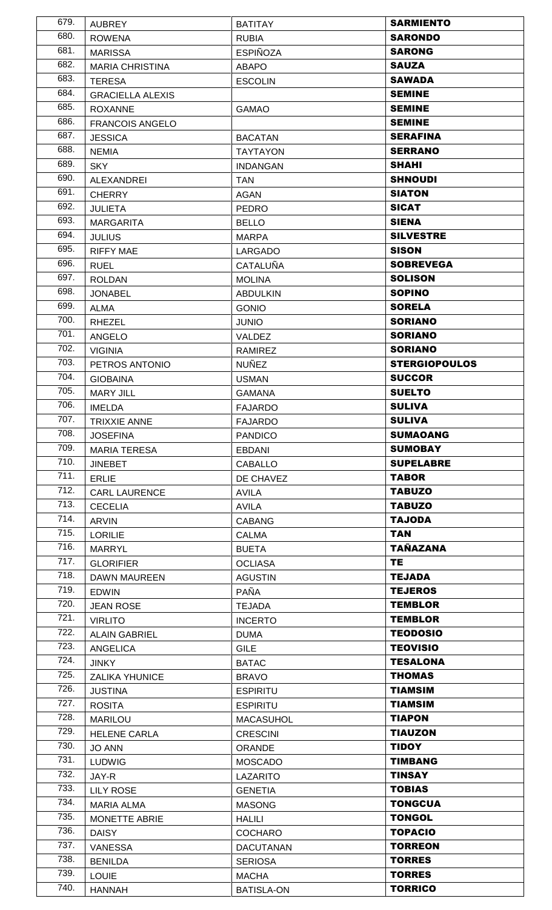| 679. | AUBREY | BATITAY | **SARMIENTO** |
|---|---|---|---|
| 680. | ROWENA | RUBIA | **SARONDO** |
| 681. | MARISSA | ESPIÑOZA | **SARONG** |
| 682. | MARIA CHRISTINA | ABAPO | **SAUZA** |
| 683. | TERESA | ESCOLIN | **SAWADA** |
| 684. | GRACIELLA ALEXIS | | **SEMINE** |
| 685. | ROXANNE | GAMAO | **SEMINE** |
| 686. | FRANCOIS ANGELO | | **SEMINE** |
| 687. | JESSICA | BACATAN | **SERAFINA** |
| 688. | NEMIA | TAYTAYON | **SERRANO** |
| 689. | SKY | INDANGAN | **SHAHI** |
| 690. | ALEXANDREI | TAN | **SHNOUDI** |
| 691. | CHERRY | AGAN | **SIATON** |
| 692. | JULIETA | PEDRO | **SICAT** |
| 693. | MARGARITA | BELLO | **SIENA** |
| 694. | JULIUS | MARPA | **SILVESTRE** |
| 695. | RIFFY MAE | LARGADO | **SISON** |
| 696. | RUEL | CATALUÑA | **SOBREVEGA** |
| 697. | ROLDAN | MOLINA | **SOLISON** |
| 698. | JONABEL | ABDULKIN | **SOPINO** |
| 699. | ALMA | GONIO | **SORELA** |
| 700. | RHEZEL | JUNIO | **SORIANO** |
| 701. | ANGELO | VALDEZ | **SORIANO** |
| 702. | VIGINIA | RAMIREZ | **SORIANO** |
| 703. | PETROS ANTONIO | NUÑEZ | **STERGIOPOULOS** |
| 704. | GIOBAINA | USMAN | **SUCCOR** |
| 705. | MARY JILL | GAMANA | **SUELTO** |
| 706. | IMELDA | FAJARDO | **SULIVA** |
| 707. | TRIXXIE ANNE | FAJARDO | **SULIVA** |
| 708. | JOSEFINA | PANDICO | **SUMAOANG** |
| 709. | MARIA TERESA | EBDANI | **SUMOBAY** |
| 710. | JINEBET | CABALLO | **SUPELABRE** |
| 711. | ERLIE | DE CHAVEZ | **TABOR** |
| 712. | CARL LAURENCE | AVILA | **TABUZO** |
| 713. | CECELIA | AVILA | **TABUZO** |
| 714. | ARVIN | CABANG | **TAJODA** |
| 715. | LORILIE | CALMA | **TAN** |
| 716. | MARRYL | BUETA | **TAÑAZANA** |
| 717. | GLORIFIER | OCLIASA | **TE** |
| 718. | DAWN MAUREEN | AGUSTIN | **TEJADA** |
| 719. | EDWIN | PAÑA | **TEJEROS** |
| 720. | JEAN ROSE | TEJADA | **TEMBLOR** |
| 721. | VIRLITO | INCERTO | **TEMBLOR** |
| 722. | ALAIN GABRIEL | DUMA | **TEODOSIO** |
| 723. | ANGELICA | GILE | **TEOVISIO** |
| 724. | JINKY | BATAC | **TESALONA** |
| 725. | ZALIKA YHUNICE | BRAVO | **THOMAS** |
| 726. | JUSTINA | ESPIRITU | **TIAMSIM** |
| 727. | ROSITA | ESPIRITU | **TIAMSIM** |
| 728. | MARILOU | MACASUHOL | **TIAPON** |
| 729. | HELENE CARLA | CRESCINI | **TIAUZON** |
| 730. | JO ANN | ORANDE | **TIDOY** |
| 731. | LUDWIG | MOSCADO | **TIMBANG** |
| 732. | JAY-R | LAZARITO | **TINSAY** |
| 733. | LILY ROSE | GENETIA | **TOBIAS** |
| 734. | MARIA ALMA | MASONG | **TONGCUA** |
| 735. | MONETTE ABRIE | HALILI | **TONGOL** |
| 736. | DAISY | COCHARO | **TOPACIO** |
| 737. | VANESSA | DACUTANAN | **TORREON** |
| 738. | BENILDA | SERIOSA | **TORRES** |
| 739. | LOUIE | MACHA | **TORRES** |
| 740. | HANNAH | BATISLA-ON | **TORRICO** |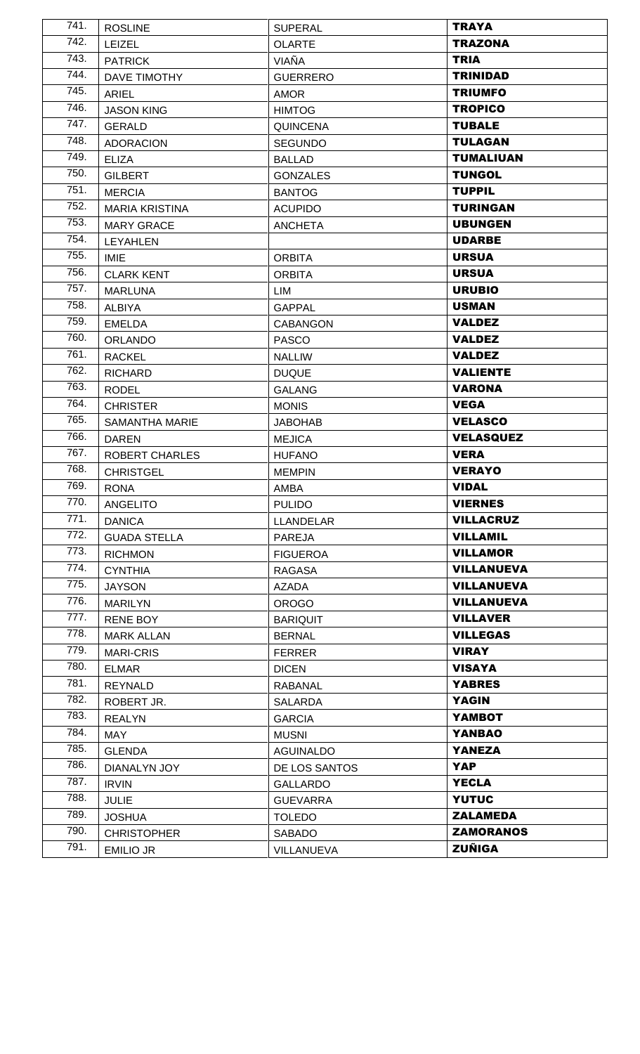| | | | |
|---|---|---|---|
| 741. | ROSLINE | SUPERAL | **TRAYA** |
| 742. | LEIZEL | OLARTE | **TRAZONA** |
| 743. | PATRICK | VIAÑA | **TRIA** |
| 744. | DAVE TIMOTHY | GUERRERO | **TRINIDAD** |
| 745. | ARIEL | AMOR | **TRIUMFO** |
| 746. | JASON KING | HIMTOG | **TROPICO** |
| 747. | GERALD | QUINCENA | **TUBALE** |
| 748. | ADORACION | SEGUNDO | **TULAGAN** |
| 749. | ELIZA | BALLAD | **TUMALIUAN** |
| 750. | GILBERT | GONZALES | **TUNGOL** |
| 751. | MERCIA | BANTOG | **TUPPIL** |
| 752. | MARIA KRISTINA | ACUPIDO | **TURINGAN** |
| 753. | MARY GRACE | ANCHETA | **UBUNGEN** |
| 754. | LEYAHLEN | | **UDARBE** |
| 755. | IMIE | ORBITA | **URSUA** |
| 756. | CLARK KENT | ORBITA | **URSUA** |
| 757. | MARLUNA | LIM | **URUBIO** |
| 758. | ALBIYA | GAPPAL | **USMAN** |
| 759. | EMELDA | CABANGON | **VALDEZ** |
| 760. | ORLANDO | PASCO | **VALDEZ** |
| 761. | RACKEL | NALLIW | **VALDEZ** |
| 762. | RICHARD | DUQUE | **VALIENTE** |
| 763. | RODEL | GALANG | **VARONA** |
| 764. | CHRISTER | MONIS | **VEGA** |
| 765. | SAMANTHA MARIE | JABOHAB | **VELASCO** |
| 766. | DAREN | MEJICA | **VELASQUEZ** |
| 767. | ROBERT CHARLES | HUFANO | **VERA** |
| 768. | CHRISTGEL | MEMPIN | **VERAYO** |
| 769. | RONA | AMBA | **VIDAL** |
| 770. | ANGELITO | PULIDO | **VIERNES** |
| 771. | DANICA | LLANDELAR | **VILLACRUZ** |
| 772. | GUADA STELLA | PAREJA | **VILLAMIL** |
| 773. | RICHMON | FIGUEROA | **VILLAMOR** |
| 774. | CYNTHIA | RAGASA | **VILLANUEVA** |
| 775. | JAYSON | AZADA | **VILLANUEVA** |
| 776. | MARILYN | OROGO | **VILLANUEVA** |
| 777. | RENE BOY | BARIQUIT | **VILLAVER** |
| 778. | MARK ALLAN | BERNAL | **VILLEGAS** |
| 779. | MARI-CRIS | FERRER | **VIRAY** |
| 780. | ELMAR | DICEN | **VISAYA** |
| 781. | REYNALD | RABANAL | **YABRES** |
| 782. | ROBERT JR. | SALARDA | **YAGIN** |
| 783. | REALYN | GARCIA | **YAMBOT** |
| 784. | MAY | MUSNI | **YANBAO** |
| 785. | GLENDA | AGUINALDO | **YANEZA** |
| 786. | DIANALYN JOY | DE LOS SANTOS | **YAP** |
| 787. | IRVIN | GALLARDO | **YECLA** |
| 788. | JULIE | GUEVARRA | **YUTUC** |
| 789. | JOSHUA | TOLEDO | **ZALAMEDA** |
| 790. | CHRISTOPHER | SABADO | **ZAMORANOS** |
| 791. | EMILIO JR | VILLANUEVA | **ZUÑIGA** |